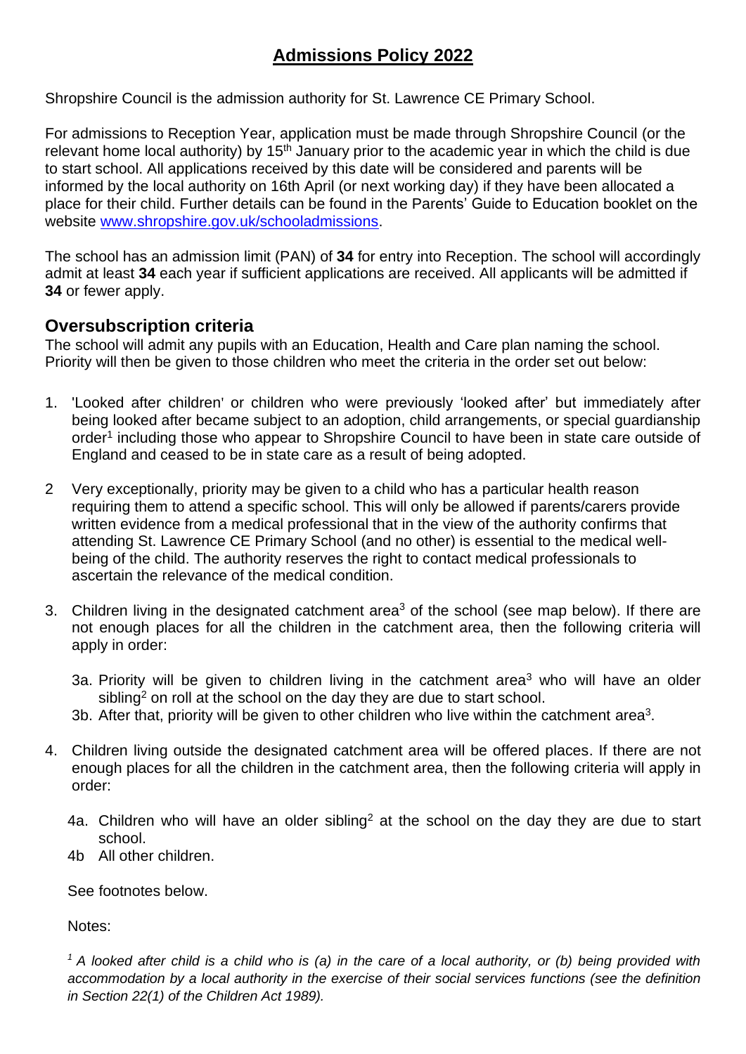# Admissions Policy 2022

Shropshire Council is the admission authority for St. Lawrence CE Primary School.

For admissions to Reception Year, application must be made through Shropshire Council (or the relevant home local authority) by 15th January prior to the academic year in which the child is due to start school. All applications received by this date will be considered and parents will be informed by the local authority on 16th April (or next working day) if they have been allocated a place for their child. Further details can be found in the Parents' Guide to Education booklet on the website [www.shropshire.gov.uk/schooladmissions](www.shropshire.gov.uk/schooladmissions).

The school has an admission limit (PAN) of **34** for entry into Reception. The school will accordingly admit at least **34** each year if sufficient applications are received. All applicants will be admitted if **34** or fewer apply.

## Oversubscription criteria

The school will admit any pupils with an Education, Health and Care plan naming the school. Priority will then be given to those children who meet the criteria in the order set out below:

1. 'Looked after children' or children who were previously 'looked after' but immediately after being looked after became subject to an adoption, child arrangements, or special guardianship order[1] including those who appear to Shropshire Council to have been in state care outside of England and ceased to be in state care as a result of being adopted.

2. Very exceptionally, priority may be given to a child who has a particular health reason requiring them to attend a specific school. This will only be allowed if parents/carers provide written evidence from a medical professional that in the view of the authority confirms that attending St. Lawrence CE Primary School (and no other) is essential to the medical well-being of the child. The authority reserves the right to contact medical professionals to ascertain the relevance of the medical condition.

3. Children living in the designated catchment area[3] of the school (see map below). If there are not enough places for all the children in the catchment area, then the following criteria will apply in order:

   3a. Priority will be given to children living in the catchment area[3] who will have an older sibling[2] on roll at the school on the day they are due to start school.
   3b. After that, priority will be given to other children who live within the catchment area[3].

4. Children living outside the designated catchment area will be offered places. If there are not enough places for all the children in the catchment area, then the following criteria will apply in order:

   4a. Children who will have an older sibling[2] at the school on the day they are due to start school.
   4b All other children.

   See footnotes below.

   Notes:

   *[1] A looked after child is a child who is (a) in the care of a local authority, or (b) being provided with accommodation by a local authority in the exercise of their social services functions (see the definition in Section 22(1) of the Children Act 1989).*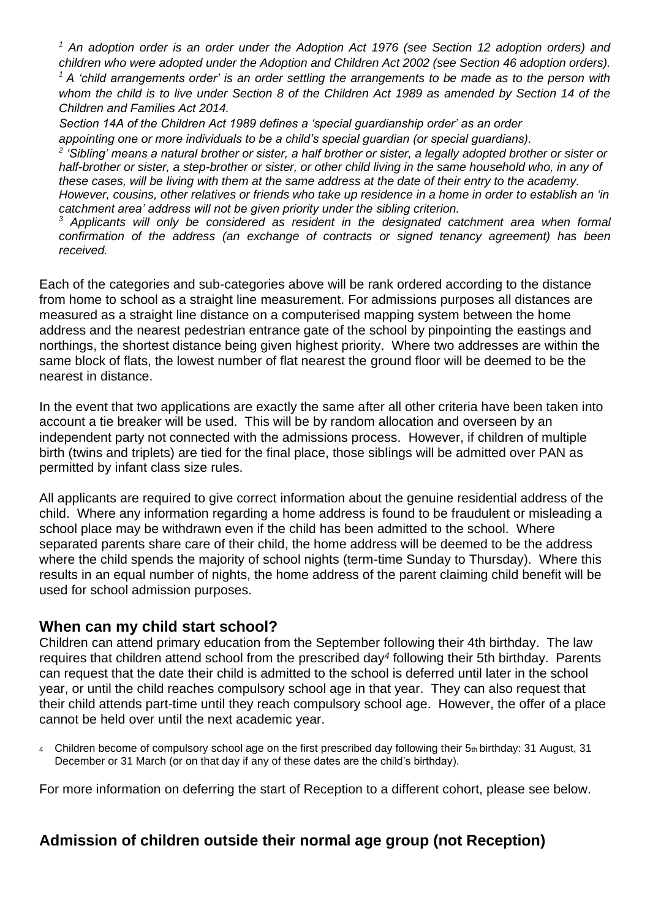*[1] An adoption order is an order under the Adoption Act 1976 (see Section 12 adoption orders) and children who were adopted under the Adoption and Children Act 2002 (see Section 46 adoption orders).*
*[1] A 'child arrangements order' is an order settling the arrangements to be made as to the person with whom the child is to live under Section 8 of the Children Act 1989 as amended by Section 14 of the Children and Families Act 2014.*
*Section 14A of the Children Act 1989 defines a 'special guardianship order' as an order appointing one or more individuals to be a child's special guardian (or special guardians).*
*[2] 'Sibling' means a natural brother or sister, a half brother or sister, a legally adopted brother or sister or half-brother or sister, a step-brother or sister, or other child living in the same household who, in any of these cases, will be living with them at the same address at the date of their entry to the academy. However, cousins, other relatives or friends who take up residence in a home in order to establish an 'in catchment area' address will not be given priority under the sibling criterion.*
*[3] Applicants will only be considered as resident in the designated catchment area when formal confirmation of the address (an exchange of contracts or signed tenancy agreement) has been received.*

Each of the categories and sub-categories above will be rank ordered according to the distance from home to school as a straight line measurement. For admissions purposes all distances are measured as a straight line distance on a computerised mapping system between the home address and the nearest pedestrian entrance gate of the school by pinpointing the eastings and northings, the shortest distance being given highest priority. Where two addresses are within the same block of flats, the lowest number of flat nearest the ground floor will be deemed to be the nearest in distance.

In the event that two applications are exactly the same after all other criteria have been taken into account a tie breaker will be used. This will be by random allocation and overseen by an independent party not connected with the admissions process. However, if children of multiple birth (twins and triplets) are tied for the final place, those siblings will be admitted over PAN as permitted by infant class size rules.

All applicants are required to give correct information about the genuine residential address of the child. Where any information regarding a home address is found to be fraudulent or misleading a school place may be withdrawn even if the child has been admitted to the school. Where separated parents share care of their child, the home address will be deemed to be the address where the child spends the majority of school nights (term-time Sunday to Thursday). Where this results in an equal number of nights, the home address of the parent claiming child benefit will be used for school admission purposes.

## When can my child start school?

Children can attend primary education from the September following their 4th birthday. The law requires that children attend school from the prescribed day[4] following their 5th birthday. Parents can request that the date their child is admitted to the school is deferred until later in the school year, or until the child reaches compulsory school age in that year. They can also request that their child attends part-time until they reach compulsory school age. However, the offer of a place cannot be held over until the next academic year.

[4] Children become of compulsory school age on the first prescribed day following their 5th birthday: 31 August, 31 December or 31 March (or on that day if any of these dates are the child's birthday).

For more information on deferring the start of Reception to a different cohort, please see below.

## Admission of children outside their normal age group (not Reception)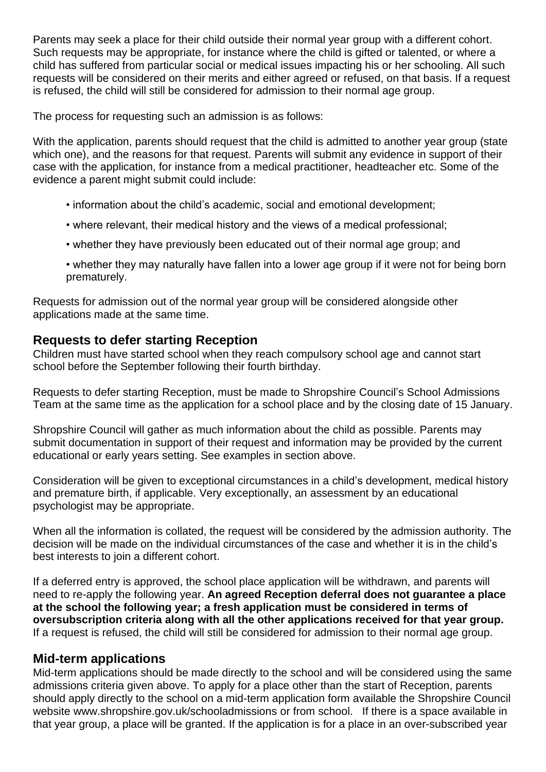Parents may seek a place for their child outside their normal year group with a different cohort. Such requests may be appropriate, for instance where the child is gifted or talented, or where a child has suffered from particular social or medical issues impacting his or her schooling. All such requests will be considered on their merits and either agreed or refused, on that basis. If a request is refused, the child will still be considered for admission to their normal age group.

The process for requesting such an admission is as follows:

With the application, parents should request that the child is admitted to another year group (state which one), and the reasons for that request. Parents will submit any evidence in support of their case with the application, for instance from a medical practitioner, headteacher etc. Some of the evidence a parent might submit could include:

- information about the child's academic, social and emotional development;
- where relevant, their medical history and the views of a medical professional;
- whether they have previously been educated out of their normal age group; and
- whether they may naturally have fallen into a lower age group if it were not for being born prematurely.

Requests for admission out of the normal year group will be considered alongside other applications made at the same time.

## Requests to defer starting Reception

Children must have started school when they reach compulsory school age and cannot start school before the September following their fourth birthday.

Requests to defer starting Reception, must be made to Shropshire Council's School Admissions Team at the same time as the application for a school place and by the closing date of 15 January.

Shropshire Council will gather as much information about the child as possible. Parents may submit documentation in support of their request and information may be provided by the current educational or early years setting. See examples in section above.

Consideration will be given to exceptional circumstances in a child's development, medical history and premature birth, if applicable. Very exceptionally, an assessment by an educational psychologist may be appropriate.

When all the information is collated, the request will be considered by the admission authority. The decision will be made on the individual circumstances of the case and whether it is in the child's best interests to join a different cohort.

If a deferred entry is approved, the school place application will be withdrawn, and parents will need to re-apply the following year. **An agreed Reception deferral does not guarantee a place at the school the following year; a fresh application must be considered in terms of oversubscription criteria along with all the other applications received for that year group.** If a request is refused, the child will still be considered for admission to their normal age group.

## Mid-term applications

Mid-term applications should be made directly to the school and will be considered using the same admissions criteria given above. To apply for a place other than the start of Reception, parents should apply directly to the school on a mid-term application form available the Shropshire Council website www.shropshire.gov.uk/schooladmissions or from school. If there is a space available in that year group, a place will be granted. If the application is for a place in an over-subscribed year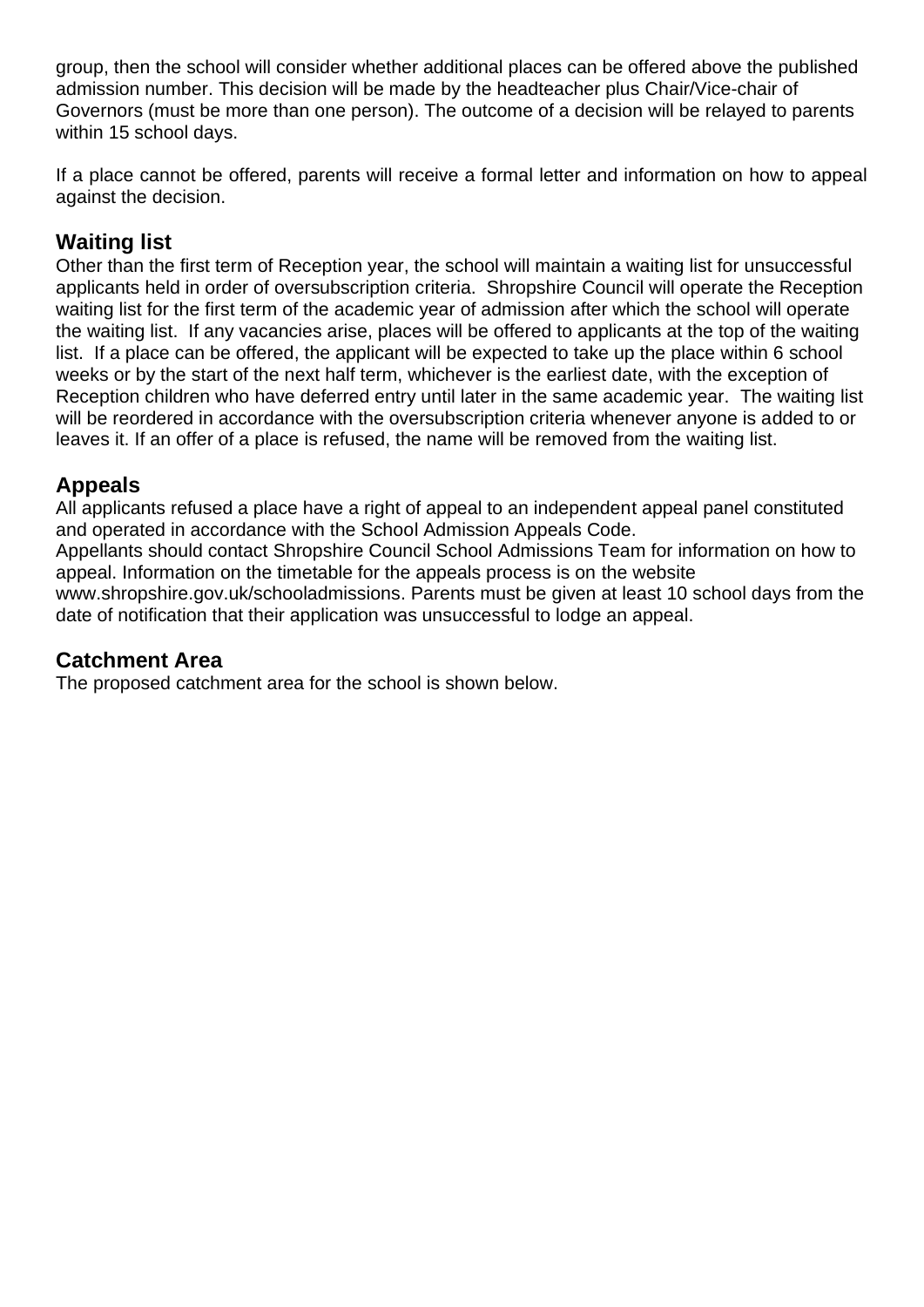group, then the school will consider whether additional places can be offered above the published admission number. This decision will be made by the headteacher plus Chair/Vice-chair of Governors (must be more than one person). The outcome of a decision will be relayed to parents within 15 school days.

If a place cannot be offered, parents will receive a formal letter and information on how to appeal against the decision.

## Waiting list

Other than the first term of Reception year, the school will maintain a waiting list for unsuccessful applicants held in order of oversubscription criteria. Shropshire Council will operate the Reception waiting list for the first term of the academic year of admission after which the school will operate the waiting list. If any vacancies arise, places will be offered to applicants at the top of the waiting list. If a place can be offered, the applicant will be expected to take up the place within 6 school weeks or by the start of the next half term, whichever is the earliest date, with the exception of Reception children who have deferred entry until later in the same academic year. The waiting list will be reordered in accordance with the oversubscription criteria whenever anyone is added to or leaves it. If an offer of a place is refused, the name will be removed from the waiting list.

## Appeals

All applicants refused a place have a right of appeal to an independent appeal panel constituted and operated in accordance with the School Admission Appeals Code.
Appellants should contact Shropshire Council School Admissions Team for information on how to appeal. Information on the timetable for the appeals process is on the website www.shropshire.gov.uk/schooladmissions. Parents must be given at least 10 school days from the date of notification that their application was unsuccessful to lodge an appeal.

## Catchment Area

The proposed catchment area for the school is shown below.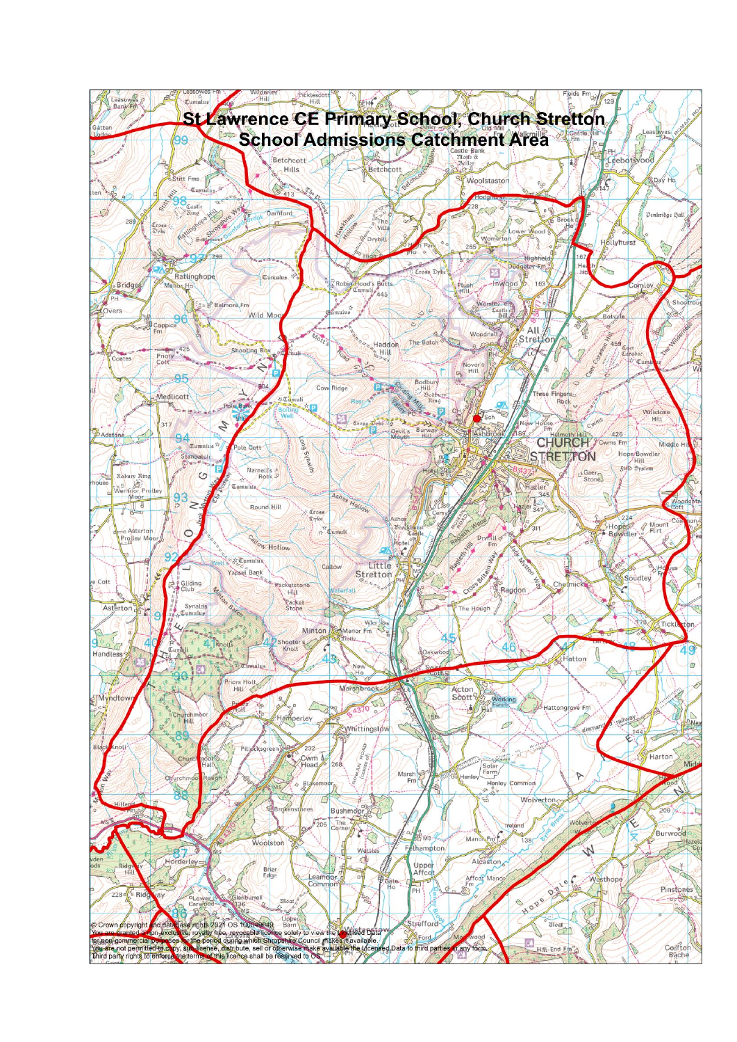# St Lawrence CE Primary School, Church Stretton
## School Admissions Catchment Area

© Crown copyright and database rights 2021 OS 100049049
You are granted a non-exclusive, royalty free, revocable licence solely to view the Licensed Data for non-commercial purposes for the period during which Shropshire Council makes it available.
You are not permitted to copy, sub-license, distribute, sell or otherwise make available the Licensed Data to third parties in any form.
Third party rights to enforce the terms of this licence shall be reserved to OS.